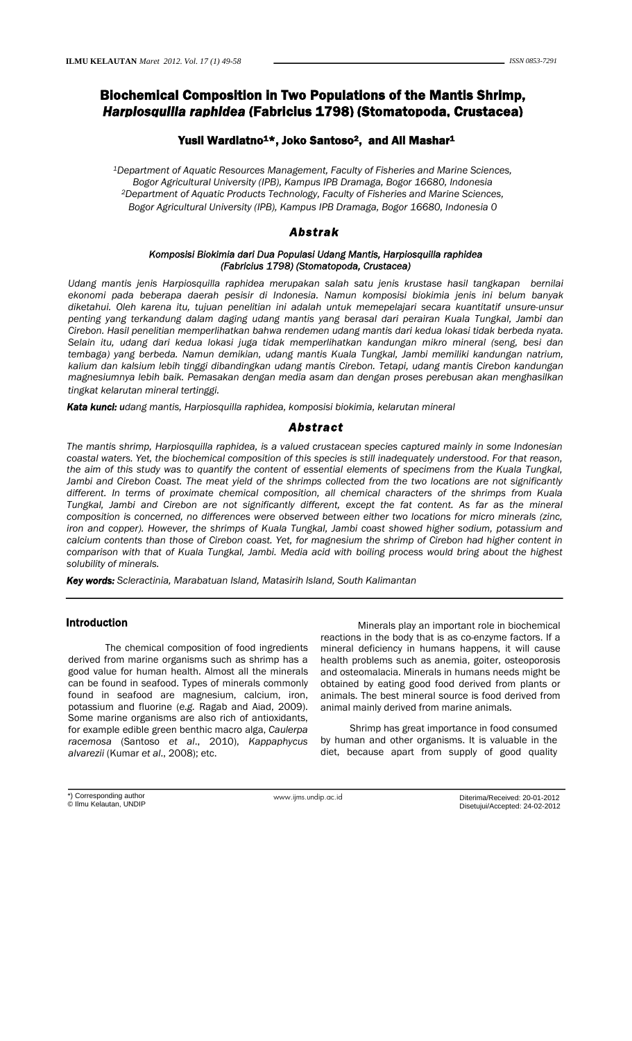# Biochemical Composition in Two Populations of the Mantis Shrimp, *Harpiosquilla raphidea* (Fabricius 1798) (Stomatopoda, Crustacea)

**Yusli Wardiatno[1]*, Joko Santoso[2], and Ali Mashar[1]**

*[1]Department of Aquatic Resources Management, Faculty of Fisheries and Marine Sciences, Bogor Agricultural University (IPB), Kampus IPB Dramaga, Bogor 16680, Indonesia*
*[2]Department of Aquatic Products Technology, Faculty of Fisheries and Marine Sciences, Bogor Agricultural University (IPB), Kampus IPB Dramaga, Bogor 16680, Indonesia 0*

## *Abstrak*

***Komposisi Biokimia dari Dua Populasi Udang Mantis, Harpiosquilla raphidea (Fabricius 1798) (Stomatopoda, Crustacea)***

*Udang mantis jenis Harpiosquilla raphidea merupakan salah satu jenis krustase hasil tangkapan bernilai ekonomi pada beberapa daerah pesisir di Indonesia. Namun komposisi biokimia jenis ini belum banyak diketahui. Oleh karena itu, tujuan penelitian ini adalah untuk memepelajari secara kuantitatif unsure-unsur penting yang terkandung dalam daging udang mantis yang berasal dari perairan Kuala Tungkal, Jambi dan Cirebon. Hasil penelitian memperlihatkan bahwa rendemen udang mantis dari kedua lokasi tidak berbeda nyata. Selain itu, udang dari kedua lokasi juga tidak memperlihatkan kandungan mikro mineral (seng, besi dan tembaga) yang berbeda. Namun demikian, udang mantis Kuala Tungkal, Jambi memiliki kandungan natrium, kalium dan kalsium lebih tinggi dibandingkan udang mantis Cirebon. Tetapi, udang mantis Cirebon kandungan magnesiumnya lebih baik. Pemasakan dengan media asam dan dengan proses perebusan akan menghasilkan tingkat kelarutan mineral tertinggi.*

***Kata kunci:*** *udang mantis, Harpiosquilla raphidea, komposisi biokimia, kelarutan mineral*

## *Abstract*

*The mantis shrimp, Harpiosquilla raphidea, is a valued crustacean species captured mainly in some Indonesian coastal waters. Yet, the biochemical composition of this species is still inadequately understood. For that reason, the aim of this study was to quantify the content of essential elements of specimens from the Kuala Tungkal, Jambi and Cirebon Coast. The meat yield of the shrimps collected from the two locations are not significantly different. In terms of proximate chemical composition, all chemical characters of the shrimps from Kuala Tungkal, Jambi and Cirebon are not significantly different, except the fat content. As far as the mineral composition is concerned, no differences were observed between either two locations for micro minerals (zinc, iron and copper). However, the shrimps of Kuala Tungkal, Jambi coast showed higher sodium, potassium and calcium contents than those of Cirebon coast. Yet, for magnesium the shrimp of Cirebon had higher content in comparison with that of Kuala Tungkal, Jambi. Media acid with boiling process would bring about the highest solubility of minerals.*

***Key words:*** *Scleractinia, Marabatuan Island, Matasirih Island, South Kalimantan*

## Introduction

The chemical composition of food ingredients derived from marine organisms such as shrimp has a good value for human health. Almost all the minerals can be found in seafood. Types of minerals commonly found in seafood are magnesium, calcium, iron, potassium and fluorine (*e.g.* Ragab and Aiad, 2009). Some marine organisms are also rich of antioxidants, for example edible green benthic macro alga, *Caulerpa racemosa* (Santoso *et al*., 2010), *Kappaphycus alvarezii* (Kumar *et al*., 2008); etc.

Minerals play an important role in biochemical reactions in the body that is as co-enzyme factors. If a mineral deficiency in humans happens, it will cause health problems such as anemia, goiter, osteoporosis and osteomalacia. Minerals in humans needs might be obtained by eating good food derived from plants or animals. The best mineral source is food derived from animal mainly derived from marine animals.

Shrimp has great importance in food consumed by human and other organisms. It is valuable in the diet, because apart from supply of good quality

*) Corresponding author
© Ilmu Kelautan, UNDIP

Diterima/Received: 20-01-2012
Disetujui/Accepted: 24-02-2012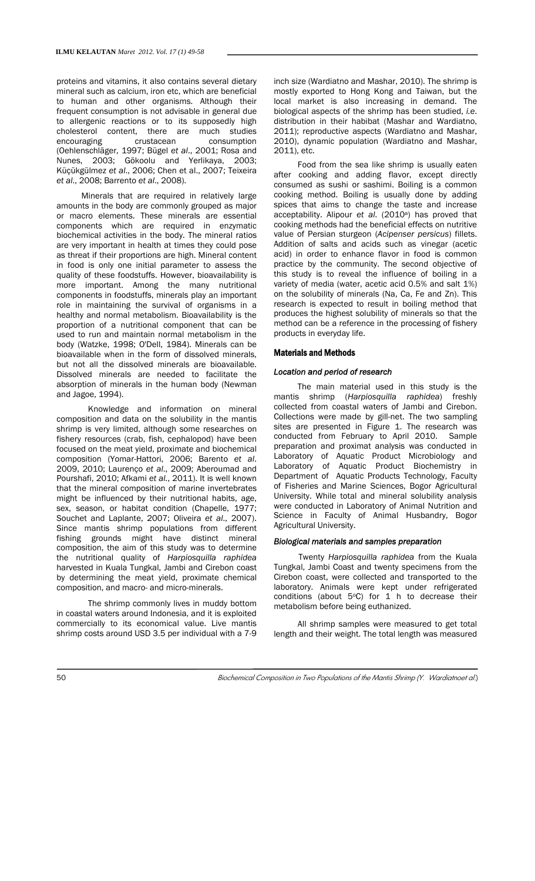proteins and vitamins, it also contains several dietary mineral such as calcium, iron etc, which are beneficial to human and other organisms. Although their frequent consumption is not advisable in general due to allergenic reactions or to its supposedly high cholesterol content, there are much studies encouraging crustacean consumption (Oehlenschläger, 1997; Bügel *et al*., 2001; Rosa and Nunes, 2003; Gökoolu and Yerlikaya, 2003; Küçükgülmez *et al*., 2006; Chen et al., 2007; Teixeira *et al*., 2008; Barrento *et al*., 2008).

Minerals that are required in relatively large amounts in the body are commonly grouped as major or macro elements. These minerals are essential components which are required in enzymatic biochemical activities in the body. The mineral ratios are very important in health at times they could pose as threat if their proportions are high. Mineral content in food is only one initial parameter to assess the quality of these foodstuffs. However, bioavailability is more important. Among the many nutritional components in foodstuffs, minerals play an important role in maintaining the survival of organisms in a healthy and normal metabolism. Bioavailability is the proportion of a nutritional component that can be used to run and maintain normal metabolism in the body (Watzke, 1998; O'Dell, 1984). Minerals can be bioavailable when in the form of dissolved minerals, but not all the dissolved minerals are bioavailable. Dissolved minerals are needed to facilitate the absorption of minerals in the human body (Newman and Jagoe, 1994).

Knowledge and information on mineral composition and data on the solubility in the mantis shrimp is very limited, although some researches on fishery resources (crab, fish, cephalopod) have been focused on the meat yield, proximate and biochemical composition (Yomar-Hattori, 2006; Barento *et al*. 2009, 2010; Laurenço *et al*., 2009; Aberoumad and Pourshafi, 2010; Afkami *et al*., 2011). It is well known that the mineral composition of marine invertebrates might be influenced by their nutritional habits, age, sex, season, or habitat condition (Chapelle, 1977; Souchet and Laplante, 2007; Oliveira *et al*., 2007). Since mantis shrimp populations from different fishing grounds might have distinct mineral composition, the aim of this study was to determine the nutritional quality of *Harpiosquilla raphidea* harvested in Kuala Tungkal, Jambi and Cirebon coast by determining the meat yield, proximate chemical composition, and macro- and micro-minerals.

The shrimp commonly lives in muddy bottom in coastal waters around Indonesia, and it is exploited commercially to its economical value. Live mantis shrimp costs around USD 3.5 per individual with a 7-9 inch size (Wardiatno and Mashar, 2010). The shrimp is mostly exported to Hong Kong and Taiwan, but the local market is also increasing in demand. The biological aspects of the shrimp has been studied, *i.e*. distribution in their habibat (Mashar and Wardiatno, 2011); reproductive aspects (Wardiatno and Mashar, 2010), dynamic population (Wardiatno and Mashar, 2011), etc.

Food from the sea like shrimp is usually eaten after cooking and adding flavor, except directly consumed as sushi or sashimi. Boiling is a common cooking method. Boiling is usually done by adding spices that aims to change the taste and increase acceptability. Alipour *et al*. (2010[a]) has proved that cooking methods had the beneficial effects on nutritive value of Persian sturgeon (*Acipenser persicus*) fillets. Addition of salts and acids such as vinegar (acetic acid) in order to enhance flavor in food is common practice by the community. The second objective of this study is to reveal the influence of boiling in a variety of media (water, acetic acid 0.5% and salt 1%) on the solubility of minerals (Na, Ca, Fe and Zn). This research is expected to result in boiling method that produces the highest solubility of minerals so that the method can be a reference in the processing of fishery products in everyday life.

## Materials and Methods

### *Location and period of research*

The main material used in this study is the mantis shrimp (*Harpiosquilla raphidea*) freshly collected from coastal waters of Jambi and Cirebon. Collections were made by gill-net. The two sampling sites are presented in Figure 1. The research was conducted from February to April 2010. Sample preparation and proximat analysis was conducted in Laboratory of Aquatic Product Microbiology and Laboratory of Aquatic Product Biochemistry in Department of Aquatic Products Technology, Faculty of Fisheries and Marine Sciences, Bogor Agricultural University. While total and mineral solubility analysis were conducted in Laboratory of Animal Nutrition and Science in Faculty of Animal Husbandry, Bogor Agricultural University.

### *Biological materials and samples preparation*

Twenty *Harpiosquilla raphidea* from the Kuala Tungkal, Jambi Coast and twenty specimens from the Cirebon coast, were collected and transported to the laboratory. Animals were kept under refrigerated conditions (about 5°C) for 1 h to decrease their metabolism before being euthanized.

All shrimp samples were measured to get total length and their weight. The total length was measured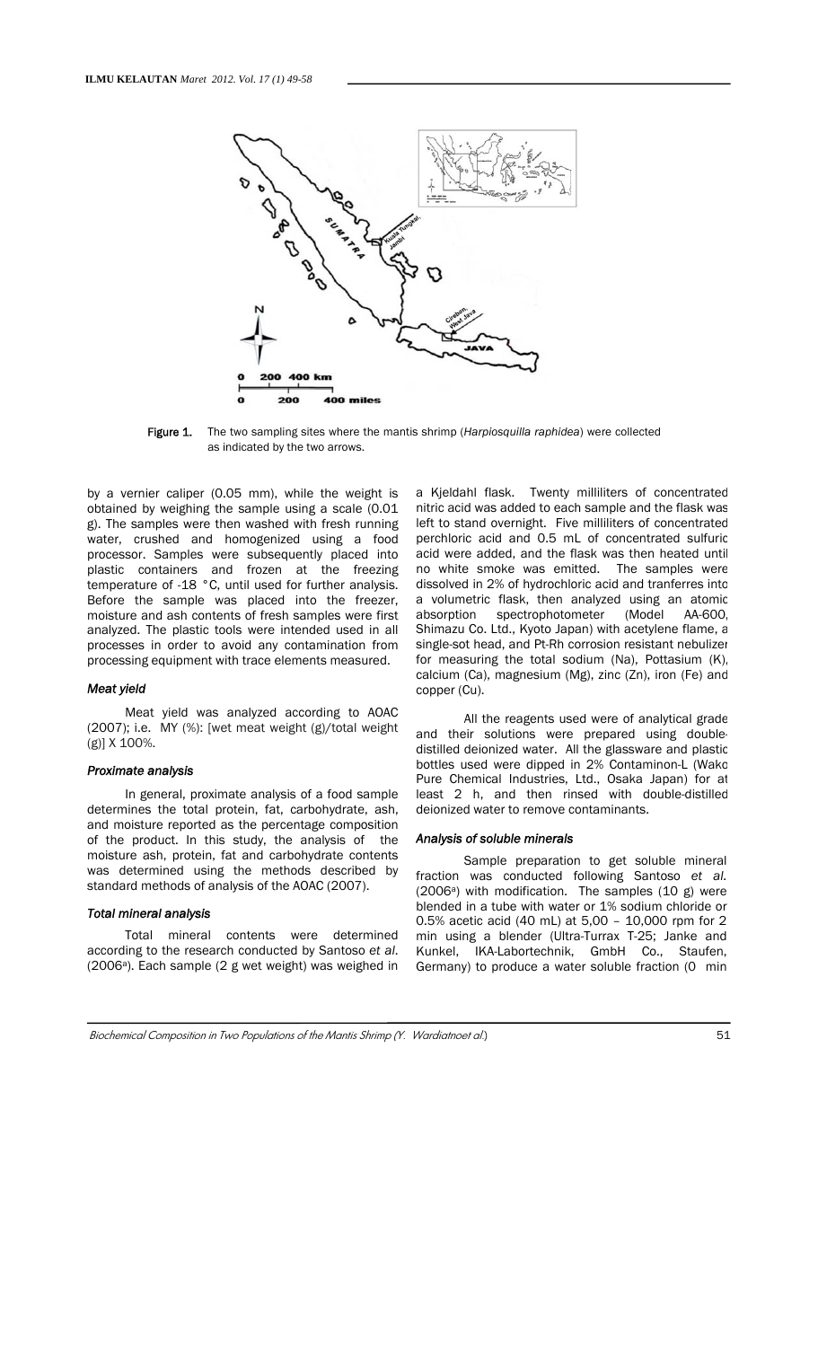Figure 1. The two sampling sites where the mantis shrimp (*Harpiosquilla raphidea*) were collected as indicated by the two arrows.

by a vernier caliper (0.05 mm), while the weight is obtained by weighing the sample using a scale (0.01 g). The samples were then washed with fresh running water, crushed and homogenized using a food processor. Samples were subsequently placed into plastic containers and frozen at the freezing temperature of -18 °C, until used for further analysis. Before the sample was placed into the freezer, moisture and ash contents of fresh samples were first analyzed. The plastic tools were intended used in all processes in order to avoid any contamination from processing equipment with trace elements measured.

### *Meat yield*

Meat yield was analyzed according to AOAC (2007); i.e. MY (%): [wet meat weight (g)/total weight (g)] X 100%.

### *Proximate analysis*

In general, proximate analysis of a food sample determines the total protein, fat, carbohydrate, ash, and moisture reported as the percentage composition of the product. In this study, the analysis of the moisture ash, protein, fat and carbohydrate contents was determined using the methods described by standard methods of analysis of the AOAC (2007).

### *Total mineral analysis*

Total mineral contents were determined according to the research conducted by Santoso *et al*. (2006[a]). Each sample (2 g wet weight) was weighed in a Kjeldahl flask. Twenty milliliters of concentrated nitric acid was added to each sample and the flask was left to stand overnight. Five milliliters of concentrated perchloric acid and 0.5 mL of concentrated sulfuric acid were added, and the flask was then heated until no white smoke was emitted. The samples were dissolved in 2% of hydrochloric acid and tranferres into a volumetric flask, then analyzed using an atomic absorption spectrophotometer (Model AA-600, Shimazu Co. Ltd., Kyoto Japan) with acetylene flame, a single-sot head, and Pt-Rh corrosion resistant nebulizer for measuring the total sodium (Na), Pottasium (K), calcium (Ca), magnesium (Mg), zinc (Zn), iron (Fe) and copper (Cu).

All the reagents used were of analytical grade and their solutions were prepared using double-distilled deionized water. All the glassware and plastic bottles used were dipped in 2% Contaminon-L (Wako Pure Chemical Industries, Ltd., Osaka Japan) for at least 2 h, and then rinsed with double-distilled deionized water to remove contaminants.

### *Analysis of soluble minerals*

Sample preparation to get soluble mineral fraction was conducted following Santoso *et al.* (2006[a]) with modification. The samples (10 g) were blended in a tube with water or 1% sodium chloride or 0.5% acetic acid (40 mL) at 5,00 – 10,000 rpm for 2 min using a blender (Ultra-Turrax T-25; Janke and Kunkel, IKA-Labortechnik, GmbH Co., Staufen, Germany) to produce a water soluble fraction (0 min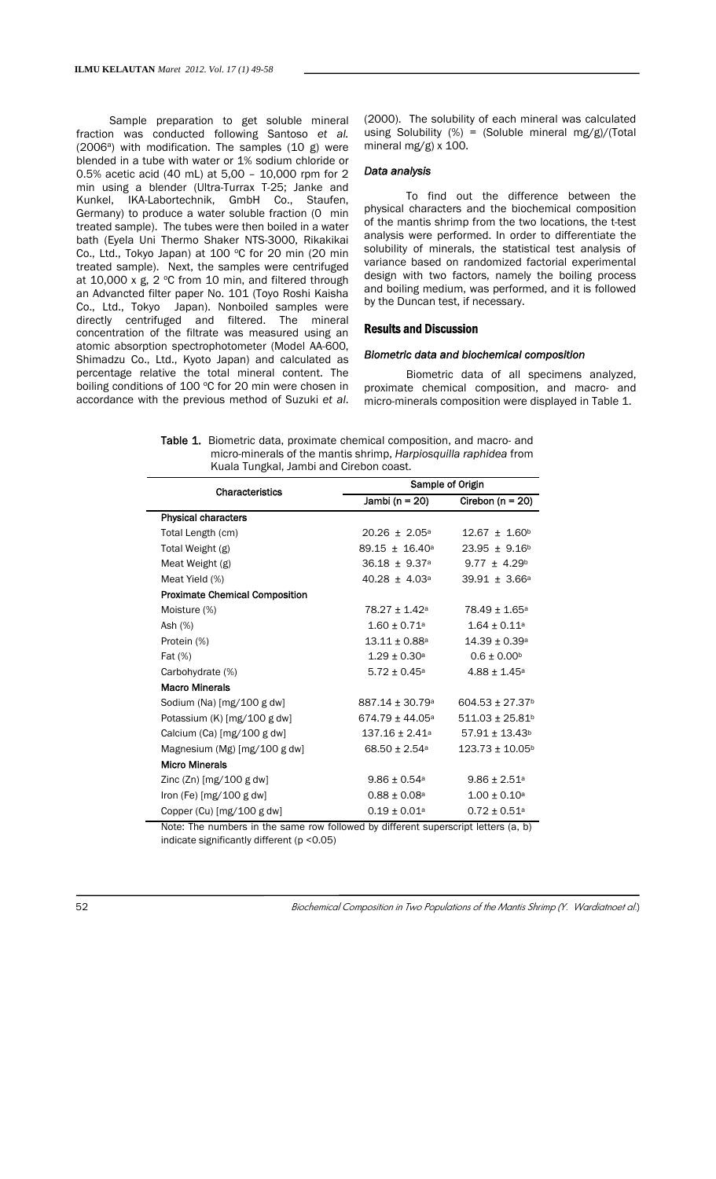Sample preparation to get soluble mineral fraction was conducted following Santoso *et al.* (2006[a]) with modification. The samples (10 g) were blended in a tube with water or 1% sodium chloride or 0.5% acetic acid (40 mL) at 5,00 – 10,000 rpm for 2 min using a blender (Ultra-Turrax T-25; Janke and Kunkel, IKA-Labortechnik, GmbH Co., Staufen, Germany) to produce a water soluble fraction (0 min treated sample). The tubes were then boiled in a water bath (Eyela Uni Thermo Shaker NTS-3000, Rikakikai Co., Ltd., Tokyo Japan) at 100 °C for 20 min (20 min treated sample). Next, the samples were centrifuged at 10,000 x g, 2 °C from 10 min, and filtered through an Advancted filter paper No. 101 (Toyo Roshi Kaisha Co., Ltd., Tokyo Japan). Nonboiled samples were directly centrifuged and filtered. The mineral concentration of the filtrate was measured using an atomic absorption spectrophotometer (Model AA-600, Shimadzu Co., Ltd., Kyoto Japan) and calculated as percentage relative the total mineral content. The boiling conditions of 100 °C for 20 min were chosen in accordance with the previous method of Suzuki *et al.* (2000). The solubility of each mineral was calculated using Solubility (%) = (Soluble mineral mg/g)/(Total mineral mg/g) x 100.

### *Data analysis*

To find out the difference between the physical characters and the biochemical composition of the mantis shrimp from the two locations, the t-test analysis were performed. In order to differentiate the solubility of minerals, the statistical test analysis of variance based on randomized factorial experimental design with two factors, namely the boiling process and boiling medium, was performed, and it is followed by the Duncan test, if necessary.

## Results and Discussion

### *Biometric data and biochemical composition*

Biometric data of all specimens analyzed, proximate chemical composition, and macro- and micro-minerals composition were displayed in Table 1.

**Table 1.** Biometric data, proximate chemical composition, and macro- and micro-minerals of the mantis shrimp, *Harpiosquilla raphidea* from Kuala Tungkal, Jambi and Cirebon coast.

| Characteristics | Sample of Origin | |
|---|---|---|
| | Jambi (n = 20) | Cirebon (n = 20) |
| **Physical characters** | | |
| Total Length (cm) | 20.26 ± 2.05[a] | 12.67 ± 1.60[b] |
| Total Weight (g) | 89.15 ± 16.40[a] | 23.95 ± 9.16[b] |
| Meat Weight (g) | 36.18 ± 9.37[a] | 9.77 ± 4.29[b] |
| Meat Yield (%) | 40.28 ± 4.03[a] | 39.91 ± 3.66[a] |
| **Proximate Chemical Composition** | | |
| Moisture (%) | 78.27 ± 1.42[a] | 78.49 ± 1.65[a] |
| Ash (%) | 1.60 ± 0.71[a] | 1.64 ± 0.11[a] |
| Protein (%) | 13.11 ± 0.88[a] | 14.39 ± 0.39[a] |
| Fat (%) | 1.29 ± 0.30[a] | 0.6 ± 0.00[b] |
| Carbohydrate (%) | 5.72 ± 0.45[a] | 4.88 ± 1.45[a] |
| **Macro Minerals** | | |
| Sodium (Na) [mg/100 g dw] | 887.14 ± 30.79[a] | 604.53 ± 27.37[b] |
| Potassium (K) [mg/100 g dw] | 674.79 ± 44.05[a] | 511.03 ± 25.81[b] |
| Calcium (Ca) [mg/100 g dw] | 137.16 ± 2.41[a] | 57.91 ± 13.43[b] |
| Magnesium (Mg) [mg/100 g dw] | 68.50 ± 2.54[a] | 123.73 ± 10.05[b] |
| **Micro Minerals** | | |
| Zinc (Zn) [mg/100 g dw] | 9.86 ± 0.54[a] | 9.86 ± 2.51[a] |
| Iron (Fe) [mg/100 g dw] | 0.88 ± 0.08[a] | 1.00 ± 0.10[a] |
| Copper (Cu) [mg/100 g dw] | 0.19 ± 0.01[a] | 0.72 ± 0.51[a] |

Note: The numbers in the same row followed by different superscript letters (a, b) indicate significantly different ($p < 0.05$)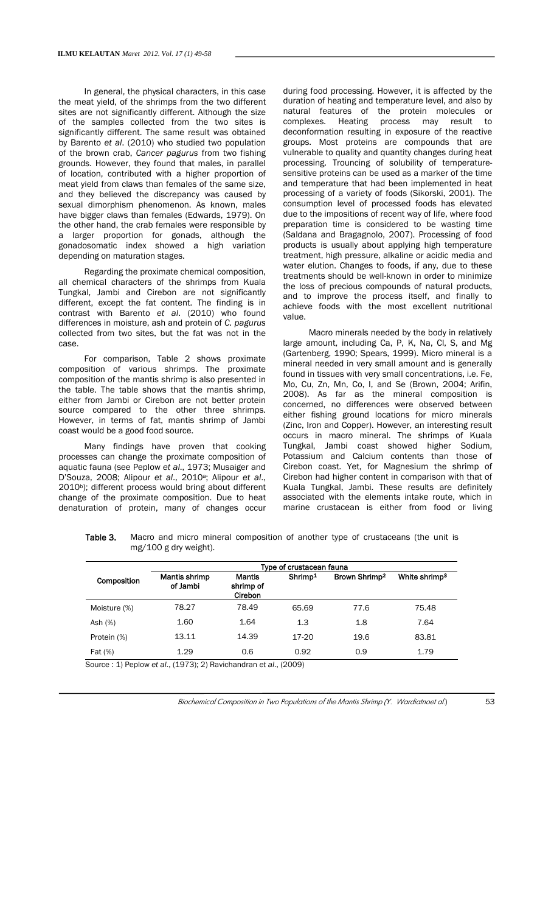In general, the physical characters, in this case the meat yield, of the shrimps from the two different sites are not significantly different. Although the size of the samples collected from the two sites is significantly different. The same result was obtained by Barento *et al*. (2010) who studied two population of the brown crab, *Cancer pagurus* from two fishing grounds. However, they found that males, in parallel of location, contributed with a higher proportion of meat yield from claws than females of the same size, and they believed the discrepancy was caused by sexual dimorphism phenomenon. As known, males have bigger claws than females (Edwards, 1979). On the other hand, the crab females were responsible by a larger proportion for gonads, although the gonadosomatic index showed a high variation depending on maturation stages.

Regarding the proximate chemical composition, all chemical characters of the shrimps from Kuala Tungkal, Jambi and Cirebon are not significantly different, except the fat content. The finding is in contrast with Barento *et al*. (2010) who found differences in moisture, ash and protein of *C. pagurus* collected from two sites, but the fat was not in the case.

For comparison, Table 2 shows proximate composition of various shrimps. The proximate composition of the mantis shrimp is also presented in the table. The table shows that the mantis shrimp, either from Jambi or Cirebon are not better protein source compared to the other three shrimps. However, in terms of fat, mantis shrimp of Jambi coast would be a good food source.

Many findings have proven that cooking processes can change the proximate composition of aquatic fauna (see Peplow *et al*., 1973; Musaiger and D'Souza, 2008; Alipour *et al*., 2010[a]; Alipour *et al*., 2010[b]); different process would bring about different change of the proximate composition. Due to heat denaturation of protein, many of changes occur during food processing. However, it is affected by the duration of heating and temperature level, and also by natural features of the protein molecules or complexes. Heating process may result to deconformation resulting in exposure of the reactive groups. Most proteins are compounds that are vulnerable to quality and quantity changes during heat processing. Trouncing of solubility of temperature-sensitive proteins can be used as a marker of the time and temperature that had been implemented in heat processing of a variety of foods (Sikorski, 2001). The consumption level of processed foods has elevated due to the impositions of recent way of life, where food preparation time is considered to be wasting time (Saldana and Bragagnolo, 2007). Processing of food products is usually about applying high temperature treatment, high pressure, alkaline or acidic media and water elution. Changes to foods, if any, due to these treatments should be well-known in order to minimize the loss of precious compounds of natural products, and to improve the process itself, and finally to achieve foods with the most excellent nutritional value.

Macro minerals needed by the body in relatively large amount, including Ca, P, K, Na, Cl, S, and Mg (Gartenberg, 1990; Spears, 1999). Micro mineral is a mineral needed in very small amount and is generally found in tissues with very small concentrations, i.e. Fe, Mo, Cu, Zn, Mn, Co, I, and Se (Brown, 2004; Arifin, 2008). As far as the mineral composition is concerned, no differences were observed between either fishing ground locations for micro minerals (Zinc, Iron and Copper). However, an interesting result occurs in macro mineral. The shrimps of Kuala Tungkal, Jambi coast showed higher Sodium, Potassium and Calcium contents than those of Cirebon coast. Yet, for Magnesium the shrimp of Cirebon had higher content in comparison with that of Kuala Tungkal, Jambi. These results are definitely associated with the elements intake route, which in marine crustacean is either from food or living

**Table 3.** Macro and micro mineral composition of another type of crustaceans (the unit is mg/100 g dry weight).

| Composition | Type of crustacean fauna | | | | |
|---|---|---|---|---|---|
| | Mantis shrimp of Jambi | Mantis shrimp of Cirebon | Shrimp[1] | Brown Shrimp[2] | White shrimp[3] |
| Moisture (%) | 78.27 | 78.49 | 65.69 | 77.6 | 75.48 |
| Ash (%) | 1.60 | 1.64 | 1.3 | 1.8 | 7.64 |
| Protein (%) | 13.11 | 14.39 | 17-20 | 19.6 | 83.81 |
| Fat (%) | 1.29 | 0.6 | 0.92 | 0.9 | 1.79 |

Source : 1) Peplow *et al*., (1973); 2) Ravichandran *et al*., (2009)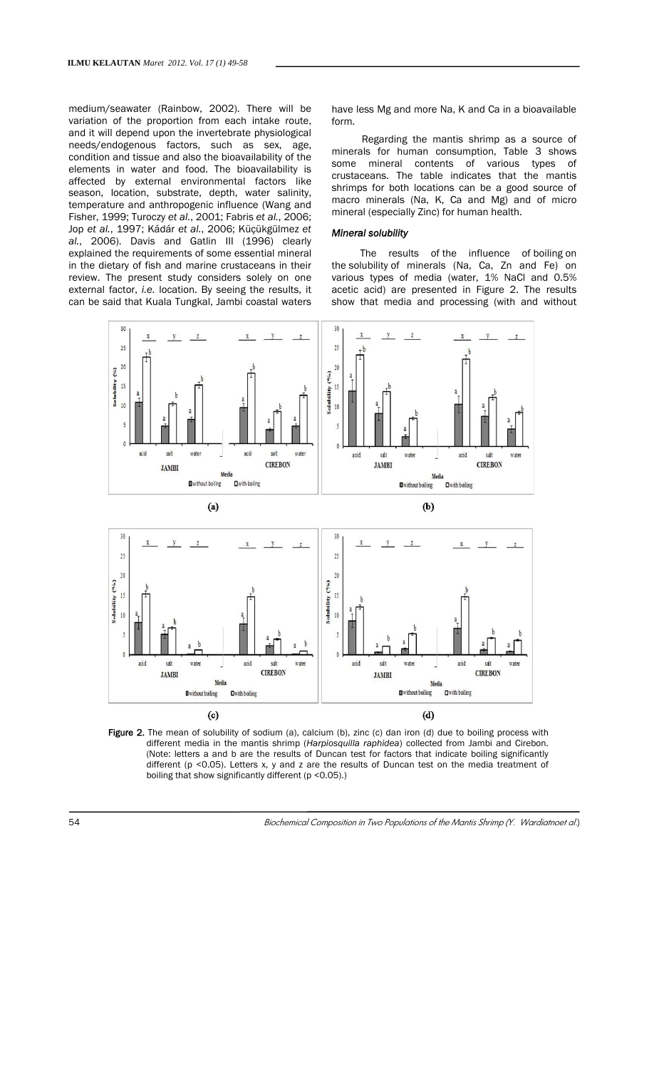medium/seawater (Rainbow, 2002). There will be variation of the proportion from each intake route, and it will depend upon the invertebrate physiological needs/endogenous factors, such as sex, age, condition and tissue and also the bioavailability of the elements in water and food. The bioavailability is affected by external environmental factors like season, location, substrate, depth, water salinity, temperature and anthropogenic influence (Wang and Fisher, 1999; Turoczy *et al.*, 2001; Fabris *et al.*, 2006; Jop *et al.*, 1997; Kádár *et al.*, 2006; Küçükgülmez *et al.*, 2006). Davis and Gatlin III (1996) clearly explained the requirements of some essential mineral in the dietary of fish and marine crustaceans in their review. The present study considers solely on one external factor, *i.e.* location. By seeing the results, it can be said that Kuala Tungkal, Jambi coastal waters have less Mg and more Na, K and Ca in a bioavailable form.

Regarding the mantis shrimp as a source of minerals for human consumption, Table 3 shows some mineral contents of various types of crustaceans. The table indicates that the mantis shrimps for both locations can be a good source of macro minerals (Na, K, Ca and Mg) and of micro mineral (especially Zinc) for human health.

### *Mineral solubility*

The results of the influence of boiling on the solubility of minerals (Na, Ca, Zn and Fe) on various types of media (water, 1% NaCl and 0.5% acetic acid) are presented in Figure 2. The results show that media and processing (with and without

Figure 2. The mean of solubility of sodium (a), calcium (b), zinc (c) dan iron (d) due to boiling process with different media in the mantis shrimp (*Harpiosquilla raphidea*) collected from Jambi and Cirebon. (Note: letters a and b are the results of Duncan test for factors that indicate boiling significantly different ($p < 0.05$). Letters x, y and z are the results of Duncan test on the media treatment of boiling that show significantly different ($p < 0.05$).)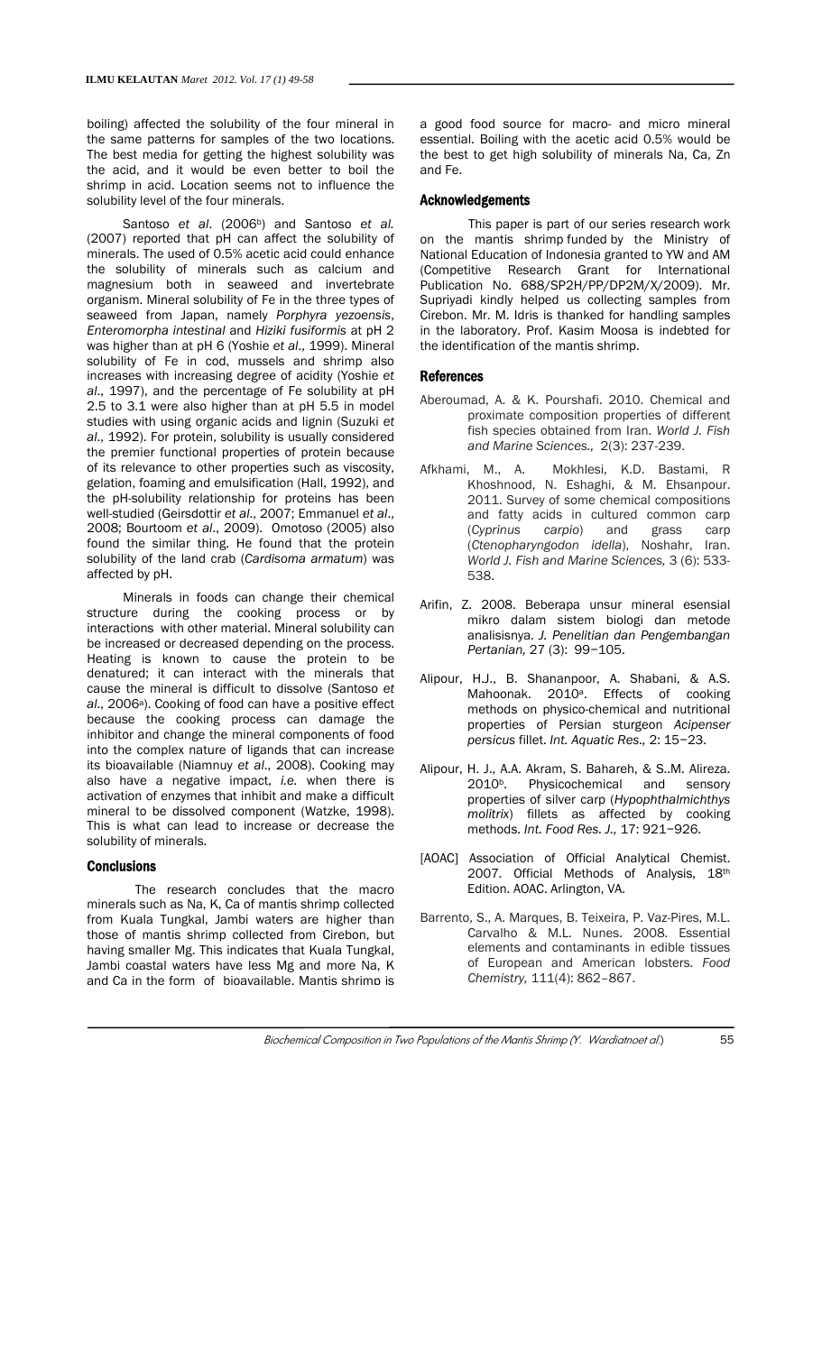boiling) affected the solubility of the four mineral in the same patterns for samples of the two locations. The best media for getting the highest solubility was the acid, and it would be even better to boil the shrimp in acid. Location seems not to influence the solubility level of the four minerals.

Santoso *et al*. (2006[b]) and Santoso *et al.* (2007) reported that pH can affect the solubility of minerals. The used of 0.5% acetic acid could enhance the solubility of minerals such as calcium and magnesium both in seaweed and invertebrate organism. Mineral solubility of Fe in the three types of seaweed from Japan, namely *Porphyra yezoensis*, *Enteromorpha intestinal* and *Hiziki fusiformis* at pH 2 was higher than at pH 6 (Yoshie *et al*., 1999). Mineral solubility of Fe in cod, mussels and shrimp also increases with increasing degree of acidity (Yoshie *et al*., 1997), and the percentage of Fe solubility at pH 2.5 to 3.1 were also higher than at pH 5.5 in model studies with using organic acids and lignin (Suzuki *et al*., 1992). For protein, solubility is usually considered the premier functional properties of protein because of its relevance to other properties such as viscosity, gelation, foaming and emulsification (Hall, 1992), and the pH-solubility relationship for proteins has been well-studied (Geirsdottir *et al*., 2007; Emmanuel *et al*., 2008; Bourtoom *et al*., 2009). Omotoso (2005) also found the similar thing. He found that the protein solubility of the land crab (*Cardisoma armatum*) was affected by pH.

Minerals in foods can change their chemical structure during the cooking process or by interactions with other material. Mineral solubility can be increased or decreased depending on the process. Heating is known to cause the protein to be denatured; it can interact with the minerals that cause the mineral is difficult to dissolve (Santoso *et al*., 2006[a]). Cooking of food can have a positive effect because the cooking process can damage the inhibitor and change the mineral components of food into the complex nature of ligands that can increase its bioavailable (Niamnuy *et al*., 2008). Cooking may also have a negative impact, *i.e.* when there is activation of enzymes that inhibit and make a difficult mineral to be dissolved component (Watzke, 1998). This is what can lead to increase or decrease the solubility of minerals.

## Conclusions

The research concludes that the macro minerals such as Na, K, Ca of mantis shrimp collected from Kuala Tungkal, Jambi waters are higher than those of mantis shrimp collected from Cirebon, but having smaller Mg. This indicates that Kuala Tungkal, Jambi coastal waters have less Mg and more Na, K and Ca in the form of bioavailable. Mantis shrimp is a good food source for macro- and micro mineral essential. Boiling with the acetic acid 0.5% would be the best to get high solubility of minerals Na, Ca, Zn and Fe.

## Acknowledgements

This paper is part of our series research work on the mantis shrimp funded by the Ministry of National Education of Indonesia granted to YW and AM (Competitive Research Grant for International Publication No. 688/SP2H/PP/DP2M/X/2009). Mr. Supriyadi kindly helped us collecting samples from Cirebon. Mr. M. Idris is thanked for handling samples in the laboratory. Prof. Kasim Moosa is indebted for the identification of the mantis shrimp.

## References

Aberoumad, A. & K. Pourshafi. 2010. Chemical and proximate composition properties of different fish species obtained from Iran. *World J. Fish and Marine Sciences.,* 2(3): 237-239.

Afkhami, M., A. Mokhlesi, K.D. Bastami, R Khoshnood, N. Eshaghi, & M. Ehsanpour. 2011. Survey of some chemical compositions and fatty acids in cultured common carp (*Cyprinus carpio*) and grass carp (*Ctenopharyngodon idella*), Noshahr, Iran. *World J. Fish and Marine Sciences,* 3 (6): 533-538.

Arifin, Z. 2008. Beberapa unsur mineral esensial mikro dalam sistem biologi dan metode analisisnya. *J. Penelitian dan Pengembangan Pertanian,* 27 (3): 99−105.

Alipour, H.J., B. Shananpoor, A. Shabani, & A.S. Mahoonak. 2010[a]. Effects of cooking methods on physico-chemical and nutritional properties of Persian sturgeon *Acipenser persicus* fillet. *Int. Aquatic Res.,* 2: 15−23.

Alipour, H. J., A.A. Akram, S. Bahareh, & S..M. Alireza. 2010[b]. Physicochemical and sensory properties of silver carp (*Hypophthalmichthys molitrix*) fillets as affected by cooking methods. *Int. Food Res. J.,* 17: 921−926.

[AOAC] Association of Official Analytical Chemist. 2007. Official Methods of Analysis, 18th Edition. AOAC. Arlington, VA.

Barrento, S., A. Marques, B. Teixeira, P. Vaz-Pires, M.L. Carvalho & M.L. Nunes. 2008. Essential elements and contaminants in edible tissues of European and American lobsters. *Food Chemistry,* 111(4): 862–867.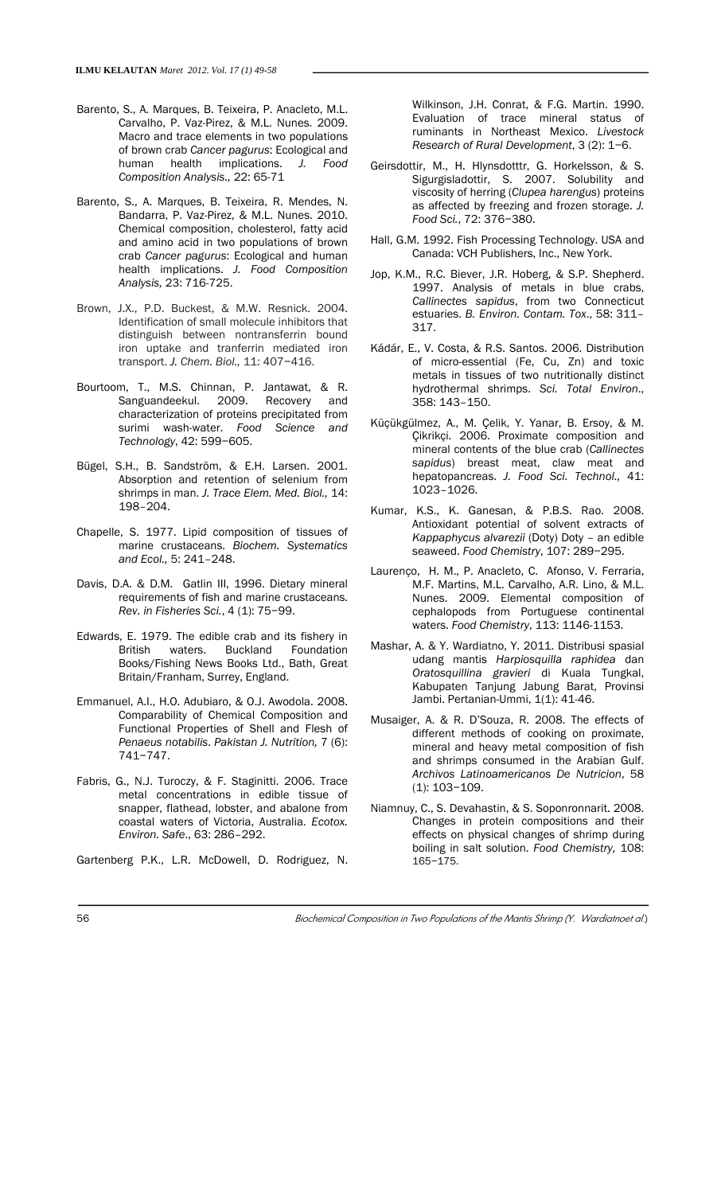Barento, S., A. Marques, B. Teixeira, P. Anacleto, M.L. Carvalho, P. Vaz-Pirez, & M.L. Nunes. 2009. Macro and trace elements in two populations of brown crab *Cancer pagurus*: Ecological and human health implications. *J. Food Composition Analysis.,* 22: 65-71

Barento, S., A. Marques, B. Teixeira, R. Mendes, N. Bandarra, P. Vaz-Pirez, & M.L. Nunes. 2010. Chemical composition, cholesterol, fatty acid and amino acid in two populations of brown crab *Cancer pagurus*: Ecological and human health implications. *J. Food Composition Analysis,* 23: 716-725.

Brown, J.X., P.D. Buckest, & M.W. Resnick. 2004. Identification of small molecule inhibitors that distinguish between nontransferrin bound iron uptake and tranferrin mediated iron transport. *J. Chem. Biol.,* 11: 407–416.

Bourtoom, T., M.S. Chinnan, P. Jantawat, & R. Sanguandeekul. 2009. Recovery and characterization of proteins precipitated from surimi wash-water. *Food Science and Technology*, 42: 599−605.

Bügel, S.H., B. Sandström, & E.H. Larsen. 2001. Absorption and retention of selenium from shrimps in man. *J. Trace Elem. Med. Biol.,* 14: 198–204.

Chapelle, S. 1977. Lipid composition of tissues of marine crustaceans. *Biochem. Systematics and Ecol.,* 5: 241–248.

Davis, D.A. & D.M. Gatlin III, 1996. Dietary mineral requirements of fish and marine crustaceans. *Rev. in Fisheries Sci.*, 4 (1): 75−99.

Edwards, E. 1979. The edible crab and its fishery in British waters. Buckland Foundation Books/Fishing News Books Ltd., Bath, Great Britain/Franham, Surrey, England.

Emmanuel, A.I., H.O. Adubiaro, & O.J. Awodola. 2008. Comparability of Chemical Composition and Functional Properties of Shell and Flesh of *Penaeus notabilis*. *Pakistan J. Nutrition,* 7 (6): 741−747.

Fabris, G., N.J. Turoczy, & F. Staginitti. 2006. Trace metal concentrations in edible tissue of snapper, flathead, lobster, and abalone from coastal waters of Victoria, Australia. *Ecotox. Environ. Safe*., 63: 286–292.

Gartenberg P.K., L.R. McDowell, D. Rodriguez, N. Wilkinson, J.H. Conrat, & F.G. Martin. 1990. Evaluation of trace mineral status of ruminants in Northeast Mexico. *Livestock Research of Rural Development*, 3 (2): 1−6.

Geirsdottir, M., H. Hlynsdotttr, G. Horkelsson, & S. Sigurgisladottir, S. 2007. Solubility and viscosity of herring (*Clupea harengus*) proteins as affected by freezing and frozen storage. *J. Food Sci.*, 72: 376−380.

Hall, G.M. 1992. Fish Processing Technology. USA and Canada: VCH Publishers, Inc., New York.

Jop, K.M., R.C. Biever, J.R. Hoberg, & S.P. Shepherd. 1997. Analysis of metals in blue crabs, *Callinectes sapidus*, from two Connecticut estuaries. *B. Environ. Contam. Tox*., 58: 311–317.

Kádár, E., V. Costa, & R.S. Santos. 2006. Distribution of micro-essential (Fe, Cu, Zn) and toxic metals in tissues of two nutritionally distinct hydrothermal shrimps. *Sci. Total Environ*., 358: 143–150.

Küçükgülmez, A., M. Çelik, Y. Yanar, B. Ersoy, & M. Çikrikçi. 2006. Proximate composition and mineral contents of the blue crab (*Callinectes sapidus*) breast meat, claw meat and hepatopancreas. *J. Food Sci. Technol.,* 41: 1023–1026.

Kumar, K.S., K. Ganesan, & P.B.S. Rao. 2008. Antioxidant potential of solvent extracts of *Kappaphycus alvarezii* (Doty) Doty – an edible seaweed. *Food Chemistry*, 107: 289−295.

Laurenço, H. M., P. Anacleto, C. Afonso, V. Ferraria, M.F. Martins, M.L. Carvalho, A.R. Lino, & M.L. Nunes. 2009. Elemental composition of cephalopods from Portuguese continental waters. *Food Chemistry*, 113: 1146-1153.

Mashar, A. & Y. Wardiatno, Y. 2011. Distribusi spasial udang mantis *Harpiosquilla raphidea* dan *Oratosquillina gravieri* di Kuala Tungkal, Kabupaten Tanjung Jabung Barat, Provinsi Jambi. Pertanian-Ummi, 1(1): 41-46.

Musaiger, A. & R. D'Souza, R. 2008. The effects of different methods of cooking on proximate, mineral and heavy metal composition of fish and shrimps consumed in the Arabian Gulf. *Archivos Latinoamericanos De Nutricion*, 58 (1): 103−109.

Niamnuy, C., S. Devahastin, & S. Soponronnarit. 2008. Changes in protein compositions and their effects on physical changes of shrimp during boiling in salt solution. *Food Chemistry,* 108: 165−175.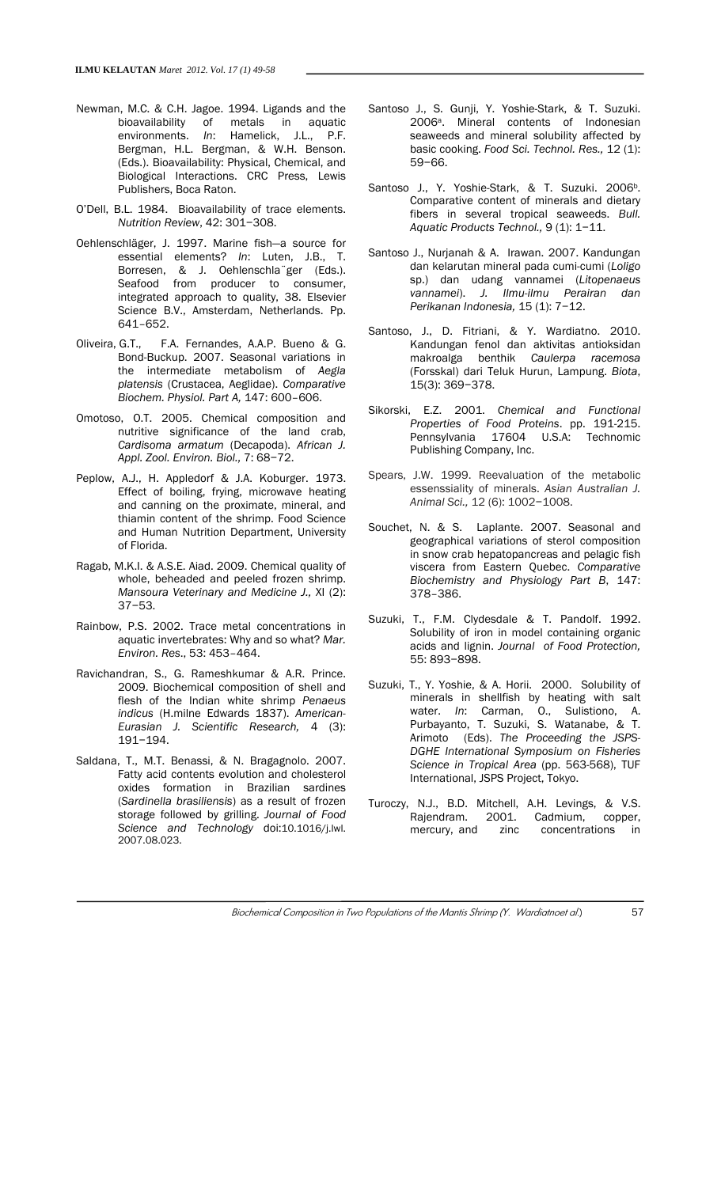Newman, M.C. & C.H. Jagoe. 1994. Ligands and the bioavailability of metals in aquatic environments. *In*: Hamelick, J.L., P.F. Bergman, H.L. Bergman, & W.H. Benson. (Eds.). Bioavailability: Physical, Chemical, and Biological Interactions. CRC Press, Lewis Publishers, Boca Raton.

O'Dell, B.L. 1984. Bioavailability of trace elements. *Nutrition Review*, 42: 301−308.

Oehlenschläger, J. 1997. Marine fish—a source for essential elements? *In*: Luten, J.B., T. Borresen, & J. Oehlenschla¨ger (Eds.). Seafood from producer to consumer, integrated approach to quality, 38. Elsevier Science B.V., Amsterdam, Netherlands. Pp. 641–652.

Oliveira, G.T., F.A. Fernandes, A.A.P. Bueno & G. Bond-Buckup. 2007. Seasonal variations in the intermediate metabolism of *Aegla platensis* (Crustacea, Aeglidae). *Comparative Biochem. Physiol. Part A,* 147: 600–606.

Omotoso, O.T. 2005. Chemical composition and nutritive significance of the land crab, *Cardisoma armatum* (Decapoda). *African J. Appl. Zool. Environ. Biol.,* 7: 68−72.

Peplow, A.J., H. Appledorf & J.A. Koburger. 1973. Effect of boiling, frying, microwave heating and canning on the proximate, mineral, and thiamin content of the shrimp. Food Science and Human Nutrition Department, University of Florida.

Ragab, M.K.I. & A.S.E. Aiad. 2009. Chemical quality of whole, beheaded and peeled frozen shrimp. *Mansoura Veterinary and Medicine J.,* XI (2): 37−53.

Rainbow, P.S. 2002. Trace metal concentrations in aquatic invertebrates: Why and so what? *Mar. Environ. Res*., 53: 453–464.

Ravichandran, S., G. Rameshkumar & A.R. Prince. 2009. Biochemical composition of shell and flesh of the Indian white shrimp *Penaeus indicus* (H.milne Edwards 1837). *American-Eurasian J. Scientific Research,* 4 (3): 191−194.

Saldana, T., M.T. Benassi, & N. Bragagnolo. 2007. Fatty acid contents evolution and cholesterol oxides formation in Brazilian sardines (*Sardinella brasiliensis*) as a result of frozen storage followed by grilling. *Journal of Food Science and Technology* doi:10.1016/j.lwl. 2007.08.023.

Santoso J., S. Gunji, Y. Yoshie-Stark, & T. Suzuki. 2006[a]. Mineral contents of Indonesian seaweeds and mineral solubility affected by basic cooking. *Food Sci. Technol. Res.,* 12 (1): 59−66.

Santoso J., Y. Yoshie-Stark, & T. Suzuki. 2006[b]. Comparative content of minerals and dietary fibers in several tropical seaweeds. *Bull. Aquatic Products Technol.,* 9 (1): 1−11.

Santoso J., Nurjanah & A. Irawan. 2007. Kandungan dan kelarutan mineral pada cumi-cumi (*Loligo* sp.) dan udang vannamei (*Litopenaeus vannamei*). *J. Ilmu-ilmu Perairan dan Perikanan Indonesia,* 15 (1): 7−12.

Santoso, J., D. Fitriani, & Y. Wardiatno. 2010. Kandungan fenol dan aktivitas antioksidan makroalga benthik *Caulerpa racemosa* (Forsskal) dari Teluk Hurun, Lampung. *Biota*, 15(3): 369−378.

Sikorski, E.Z. 2001. *Chemical and Functional Properties of Food Proteins*. pp. 191-215. Pennsylvania 17604 U.S.A: Technomic Publishing Company, Inc.

Spears, J.W. 1999. Reevaluation of the metabolic essentiality of minerals. *Asian Australian J. Animal Sci.,* 12 (6): 1002−1008.

Souchet, N. & S. Laplante. 2007. Seasonal and geographical variations of sterol composition in snow crab hepatopancreas and pelagic fish viscera from Eastern Quebec. *Comparative Biochemistry and Physiology Part B*, 147: 378–386.

Suzuki, T., F.M. Clydesdale & T. Pandolf. 1992. Solubility of iron in model containing organic acids and lignin. *Journal of Food Protection,* 55: 893−898.

Suzuki, T., Y. Yoshie, & A. Horii. 2000. Solubility of minerals in shellfish by heating with salt water. *In*: Carman, O., Sulistiono, A. Purbayanto, T. Suzuki, S. Watanabe, & T. Arimoto (Eds). *The Proceeding the JSPS-DGHE International Symposium on Fisheries Science in Tropical Area* (pp. 563-568), TUF International, JSPS Project, Tokyo.

Turoczy, N.J., B.D. Mitchell, A.H. Levings, & V.S. Rajendram. 2001. Cadmium, copper, mercury, and zinc concentrations in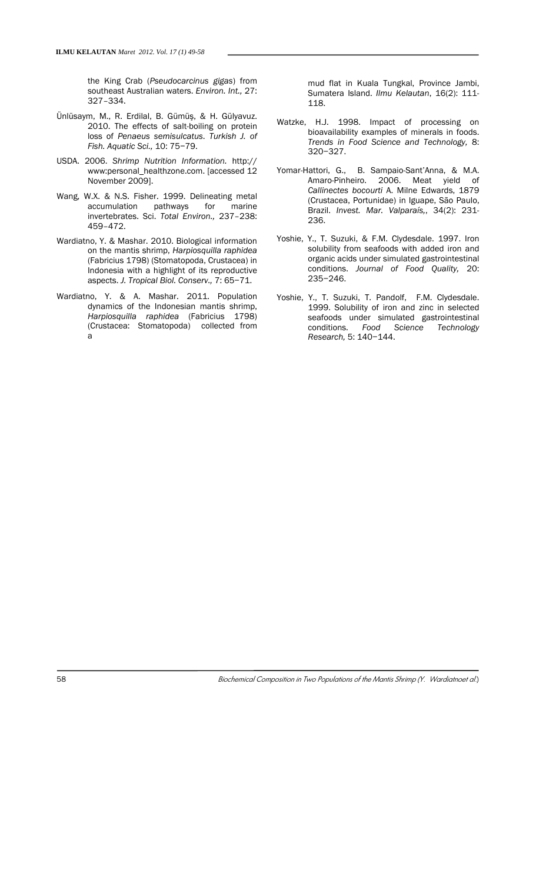the King Crab (*Pseudocarcinus gigas*) from southeast Australian waters. *Environ. Int.,* 27: 327–334.

Ünlüsaym, M., R. Erdilal, B. Gümüş, & H. Gülyavuz. 2010. The effects of salt-boiling on protein loss of *Penaeus semisulcatus*. *Turkish J. of Fish. Aquatic Sci.,* 10: 75−79.

USDA. 2006. *Shrimp Nutrition Information.* http:// www:personal_healthzone.com. [accessed 12 November 2009].

Wang, W.X. & N.S. Fisher. 1999. Delineating metal accumulation pathways for marine invertebrates. Sci. *Total Environ.,* 237–238: 459–472.

Wardiatno, Y. & Mashar. 2010. Biological information on the mantis shrimp, *Harpiosquilla raphidea* (Fabricius 1798) (Stomatopoda, Crustacea) in Indonesia with a highlight of its reproductive aspects. *J. Tropical Biol. Conserv.,* 7: 65−71.

Wardiatno, Y. & A. Mashar. 2011. Population dynamics of the Indonesian mantis shrimp, *Harpiosquilla raphidea* (Fabricius 1798) (Crustacea: Stomatopoda) collected from a mud flat in Kuala Tungkal, Province Jambi, Sumatera Island. *Ilmu Kelautan*, 16(2): 111-118.

Watzke, H.J. 1998. Impact of processing on bioavailability examples of minerals in foods. *Trends in Food Science and Technology,* 8: 320−327.

Yomar-Hattori, G., B. Sampaio-Sant'Anna, & M.A. Amaro-Pinheiro. 2006. Meat yield of *Callinectes bocourti* A. Milne Edwards, 1879 (Crustacea, Portunidae) in Iguape, São Paulo, Brazil. *Invest. Mar. Valparaís,*, 34(2): 231-236.

Yoshie, Y., T. Suzuki, & F.M. Clydesdale. 1997. Iron solubility from seafoods with added iron and organic acids under simulated gastrointestinal conditions. *Journal of Food Quality,* 20: 235−246.

Yoshie, Y., T. Suzuki, T. Pandolf, F.M. Clydesdale. 1999. Solubility of iron and zinc in selected seafoods under simulated gastrointestinal conditions. *Food Science Technology Research,* 5: 140−144.